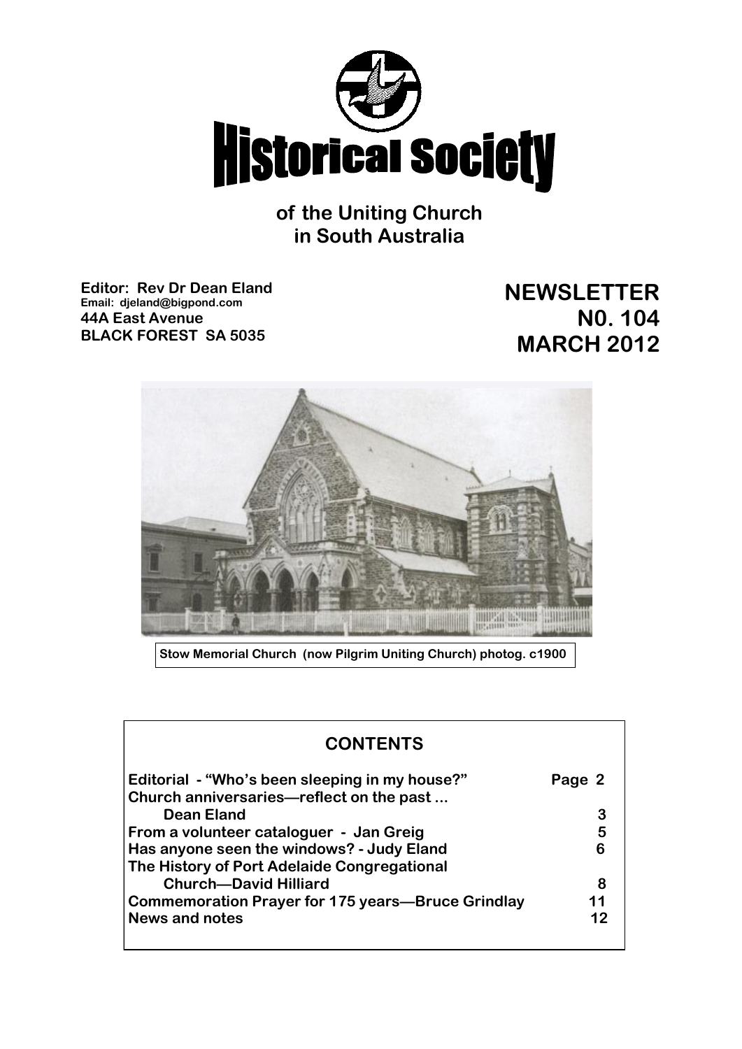# Historical Society

of the Uniting Church
in South Australia

**Editor: Rev Dr Dean Eland**
**Email: djeland@bigpond.com**
**44A East Avenue**
**BLACK FOREST SA 5035**

**NEWSLETTER**
**N0. 104**
**MARCH 2012**

Stow Memorial Church (now Pilgrim Uniting Church) photog. c1900

## CONTENTS

| | |
|---|---|
| Editorial - "Who's been sleeping in my house?" | Page 2 |
| Church anniversaries—reflect on the past ... Dean Eland | 3 |
| From a volunteer cataloguer - Jan Greig | 5 |
| Has anyone seen the windows? - Judy Eland | 6 |
| The History of Port Adelaide Congregational Church—David Hilliard | 8 |
| Commemoration Prayer for 175 years—Bruce Grindlay | 11 |
| News and notes | 12 |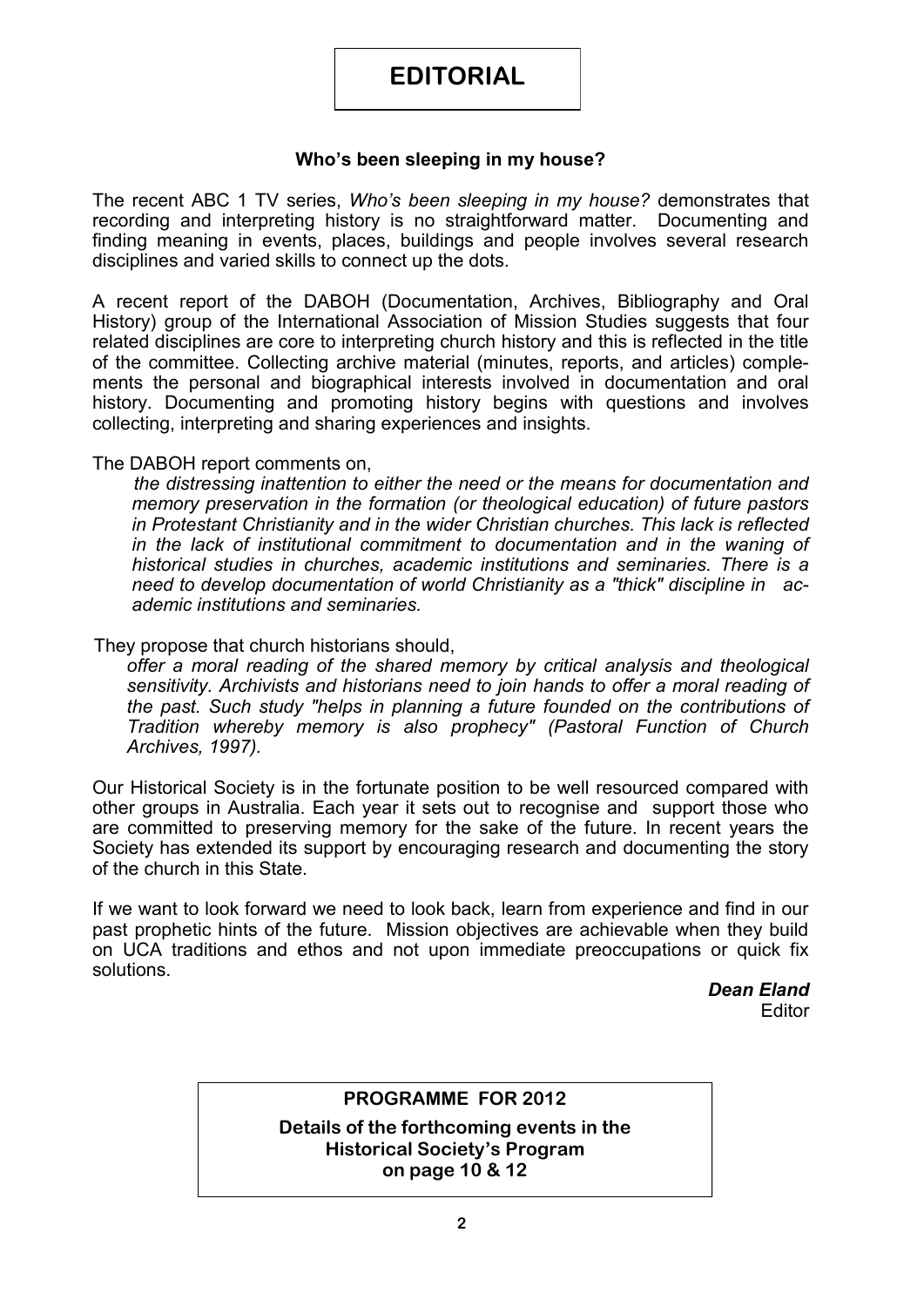# EDITORIAL

### Who's been sleeping in my house?

The recent ABC 1 TV series, *Who's been sleeping in my house?* demonstrates that recording and interpreting history is no straightforward matter. Documenting and finding meaning in events, places, buildings and people involves several research disciplines and varied skills to connect up the dots.

A recent report of the DABOH (Documentation, Archives, Bibliography and Oral History) group of the International Association of Mission Studies suggests that four related disciplines are core to interpreting church history and this is reflected in the title of the committee. Collecting archive material (minutes, reports, and articles) complements the personal and biographical interests involved in documentation and oral history. Documenting and promoting history begins with questions and involves collecting, interpreting and sharing experiences and insights.

The DABOH report comments on,

> *the distressing inattention to either the need or the means for documentation and memory preservation in the formation (or theological education) of future pastors in Protestant Christianity and in the wider Christian churches. This lack is reflected in the lack of institutional commitment to documentation and in the waning of historical studies in churches, academic institutions and seminaries. There is a need to develop documentation of world Christianity as a "thick" discipline in academic institutions and seminaries.*

They propose that church historians should,

> *offer a moral reading of the shared memory by critical analysis and theological sensitivity. Archivists and historians need to join hands to offer a moral reading of the past. Such study "helps in planning a future founded on the contributions of Tradition whereby memory is also prophecy" (Pastoral Function of Church Archives, 1997).*

Our Historical Society is in the fortunate position to be well resourced compared with other groups in Australia. Each year it sets out to recognise and support those who are committed to preserving memory for the sake of the future. In recent years the Society has extended its support by encouraging research and documenting the story of the church in this State.

If we want to look forward we need to look back, learn from experience and find in our past prophetic hints of the future. Mission objectives are achievable when they build on UCA traditions and ethos and not upon immediate preoccupations or quick fix solutions.

***Dean Eland***
Editor

**PROGRAMME FOR 2012**

**Details of the forthcoming events in the Historical Society's Program on page 10 & 12**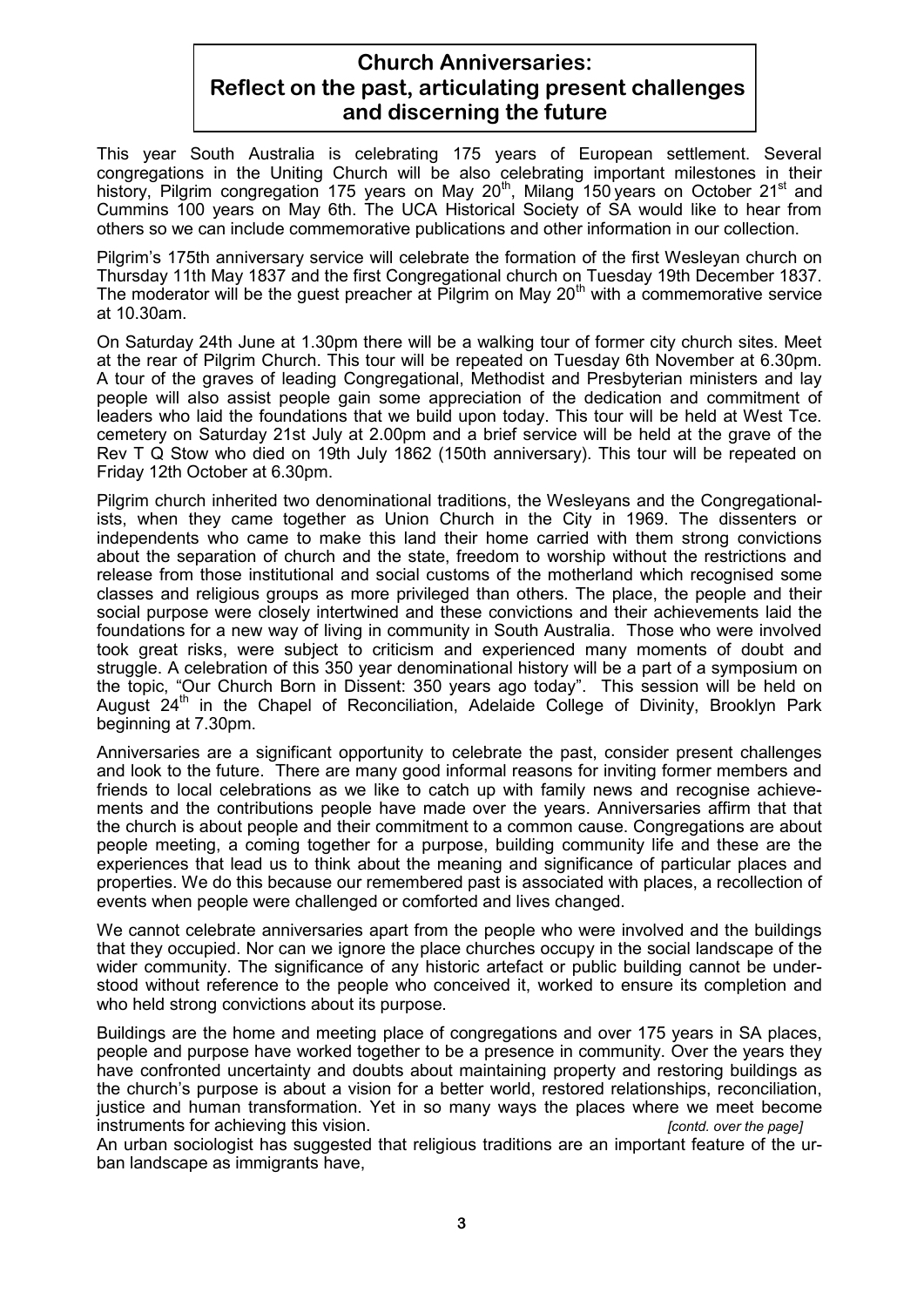# Church Anniversaries: Reflect on the past, articulating present challenges and discerning the future

This year South Australia is celebrating 175 years of European settlement. Several congregations in the Uniting Church will be also celebrating important milestones in their history, Pilgrim congregation 175 years on May 20th, Milang 150 years on October 21st and Cummins 100 years on May 6th. The UCA Historical Society of SA would like to hear from others so we can include commemorative publications and other information in our collection.

Pilgrim's 175th anniversary service will celebrate the formation of the first Wesleyan church on Thursday 11th May 1837 and the first Congregational church on Tuesday 19th December 1837. The moderator will be the guest preacher at Pilgrim on May 20th with a commemorative service at 10.30am.

On Saturday 24th June at 1.30pm there will be a walking tour of former city church sites. Meet at the rear of Pilgrim Church. This tour will be repeated on Tuesday 6th November at 6.30pm. A tour of the graves of leading Congregational, Methodist and Presbyterian ministers and lay people will also assist people gain some appreciation of the dedication and commitment of leaders who laid the foundations that we build upon today. This tour will be held at West Tce. cemetery on Saturday 21st July at 2.00pm and a brief service will be held at the grave of the Rev T Q Stow who died on 19th July 1862 (150th anniversary). This tour will be repeated on Friday 12th October at 6.30pm.

Pilgrim church inherited two denominational traditions, the Wesleyans and the Congregationalists, when they came together as Union Church in the City in 1969. The dissenters or independents who came to make this land their home carried with them strong convictions about the separation of church and the state, freedom to worship without the restrictions and release from those institutional and social customs of the motherland which recognised some classes and religious groups as more privileged than others. The place, the people and their social purpose were closely intertwined and these convictions and their achievements laid the foundations for a new way of living in community in South Australia. Those who were involved took great risks, were subject to criticism and experienced many moments of doubt and struggle. A celebration of this 350 year denominational history will be a part of a symposium on the topic, "Our Church Born in Dissent: 350 years ago today". This session will be held on August 24th in the Chapel of Reconciliation, Adelaide College of Divinity, Brooklyn Park beginning at 7.30pm.

Anniversaries are a significant opportunity to celebrate the past, consider present challenges and look to the future. There are many good informal reasons for inviting former members and friends to local celebrations as we like to catch up with family news and recognise achievements and the contributions people have made over the years. Anniversaries affirm that that the church is about people and their commitment to a common cause. Congregations are about people meeting, a coming together for a purpose, building community life and these are the experiences that lead us to think about the meaning and significance of particular places and properties. We do this because our remembered past is associated with places, a recollection of events when people were challenged or comforted and lives changed.

We cannot celebrate anniversaries apart from the people who were involved and the buildings that they occupied. Nor can we ignore the place churches occupy in the social landscape of the wider community. The significance of any historic artefact or public building cannot be understood without reference to the people who conceived it, worked to ensure its completion and who held strong convictions about its purpose.

Buildings are the home and meeting place of congregations and over 175 years in SA places, people and purpose have worked together to be a presence in community. Over the years they have confronted uncertainty and doubts about maintaining property and restoring buildings as the church's purpose is about a vision for a better world, restored relationships, reconciliation, justice and human transformation. Yet in so many ways the places where we meet become instruments for achieving this vision. *[contd. over the page]*

An urban sociologist has suggested that religious traditions are an important feature of the urban landscape as immigrants have,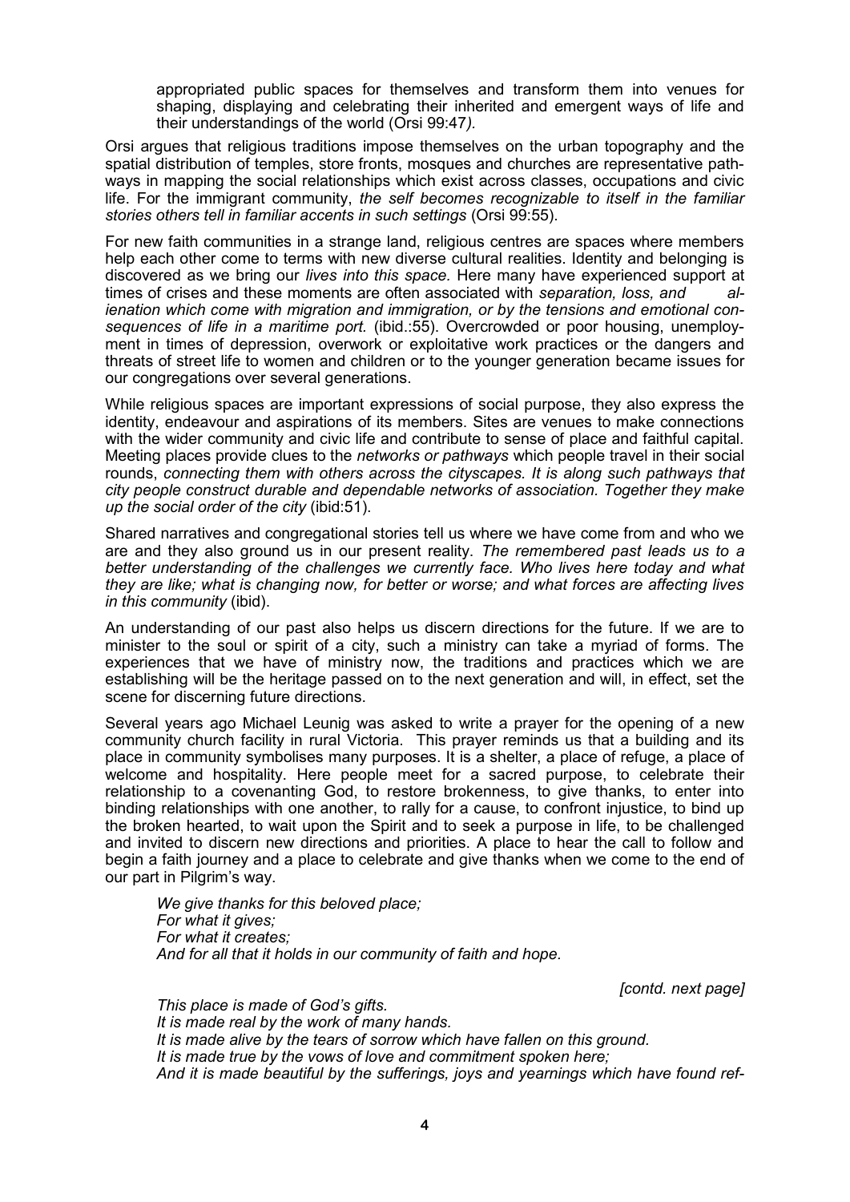> appropriated public spaces for themselves and transform them into venues for shaping, displaying and celebrating their inherited and emergent ways of life and their understandings of the world (Orsi 99:47*).*

Orsi argues that religious traditions impose themselves on the urban topography and the spatial distribution of temples, store fronts, mosques and churches are representative pathways in mapping the social relationships which exist across classes, occupations and civic life. For the immigrant community, *the self becomes recognizable to itself in the familiar stories others tell in familiar accents in such settings* (Orsi 99:55).

For new faith communities in a strange land, religious centres are spaces where members help each other come to terms with new diverse cultural realities. Identity and belonging is discovered as we bring our *lives into this space.* Here many have experienced support at times of crises and these moments are often associated with *separation, loss, and alienation which come with migration and immigration, or by the tensions and emotional consequences of life in a maritime port.* (ibid.:55). Overcrowded or poor housing, unemployment in times of depression, overwork or exploitative work practices or the dangers and threats of street life to women and children or to the younger generation became issues for our congregations over several generations.

While religious spaces are important expressions of social purpose, they also express the identity, endeavour and aspirations of its members. Sites are venues to make connections with the wider community and civic life and contribute to sense of place and faithful capital. Meeting places provide clues to the *networks or pathways* which people travel in their social rounds, *connecting them with others across the cityscapes. It is along such pathways that city people construct durable and dependable networks of association. Together they make up the social order of the city* (ibid:51).

Shared narratives and congregational stories tell us where we have come from and who we are and they also ground us in our present reality. *The remembered past leads us to a better understanding of the challenges we currently face. Who lives here today and what they are like; what is changing now, for better or worse; and what forces are affecting lives in this community* (ibid).

An understanding of our past also helps us discern directions for the future. If we are to minister to the soul or spirit of a city, such a ministry can take a myriad of forms. The experiences that we have of ministry now, the traditions and practices which we are establishing will be the heritage passed on to the next generation and will, in effect, set the scene for discerning future directions.

Several years ago Michael Leunig was asked to write a prayer for the opening of a new community church facility in rural Victoria. This prayer reminds us that a building and its place in community symbolises many purposes. It is a shelter, a place of refuge, a place of welcome and hospitality. Here people meet for a sacred purpose, to celebrate their relationship to a covenanting God, to restore brokenness, to give thanks, to enter into binding relationships with one another, to rally for a cause, to confront injustice, to bind up the broken hearted, to wait upon the Spirit and to seek a purpose in life, to be challenged and invited to discern new directions and priorities. A place to hear the call to follow and begin a faith journey and a place to celebrate and give thanks when we come to the end of our part in Pilgrim's way.

> *We give thanks for this beloved place;*
> *For what it gives;*
> *For what it creates;*
> *And for all that it holds in our community of faith and hope.*

*[contd. next page]*

> *This place is made of God's gifts.*
> *It is made real by the work of many hands.*
> *It is made alive by the tears of sorrow which have fallen on this ground.*
> *It is made true by the vows of love and commitment spoken here;*
> *And it is made beautiful by the sufferings, joys and yearnings which have found ref-*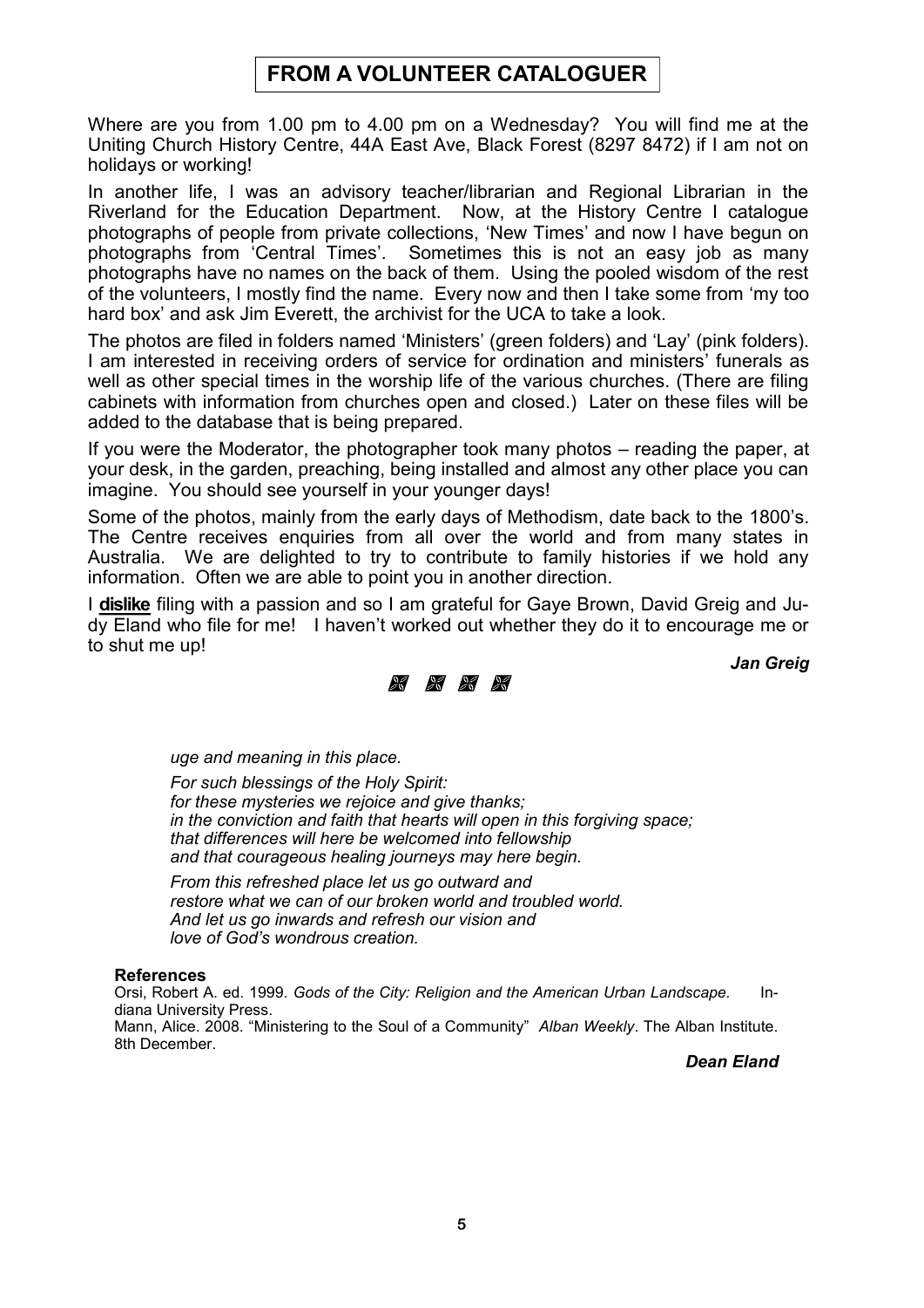## FROM A VOLUNTEER CATALOGUER

Where are you from 1.00 pm to 4.00 pm on a Wednesday? You will find me at the Uniting Church History Centre, 44A East Ave, Black Forest (8297 8472) if I am not on holidays or working!

In another life, I was an advisory teacher/librarian and Regional Librarian in the Riverland for the Education Department. Now, at the History Centre I catalogue photographs of people from private collections, 'New Times' and now I have begun on photographs from 'Central Times'. Sometimes this is not an easy job as many photographs have no names on the back of them. Using the pooled wisdom of the rest of the volunteers, I mostly find the name. Every now and then I take some from 'my too hard box' and ask Jim Everett, the archivist for the UCA to take a look.

The photos are filed in folders named 'Ministers' (green folders) and 'Lay' (pink folders). I am interested in receiving orders of service for ordination and ministers' funerals as well as other special times in the worship life of the various churches. (There are filing cabinets with information from churches open and closed.) Later on these files will be added to the database that is being prepared.

If you were the Moderator, the photographer took many photos – reading the paper, at your desk, in the garden, preaching, being installed and almost any other place you can imagine. You should see yourself in your younger days!

Some of the photos, mainly from the early days of Methodism, date back to the 1800's. The Centre receives enquiries from all over the world and from many states in Australia. We are delighted to try to contribute to family histories if we hold any information. Often we are able to point you in another direction.

I **dislike** filing with a passion and so I am grateful for Gaye Brown, David Greig and Judy Eland who file for me! I haven't worked out whether they do it to encourage me or to shut me up!

***Jan Greig***

---

*uge and meaning in this place.*

*For such blessings of the Holy Spirit:*
*for these mysteries we rejoice and give thanks;*
*in the conviction and faith that hearts will open in this forgiving space;*
*that differences will here be welcomed into fellowship*
*and that courageous healing journeys may here begin.*

*From this refreshed place let us go outward and*
*restore what we can of our broken world and troubled world.*
*And let us go inwards and refresh our vision and*
*love of God's wondrous creation.*

**References**

Orsi, Robert A. ed. 1999. *Gods of the City: Religion and the American Urban Landscape.* Indiana University Press.

Mann, Alice. 2008. "Ministering to the Soul of a Community" *Alban Weekly*. The Alban Institute. 8th December.

***Dean Eland***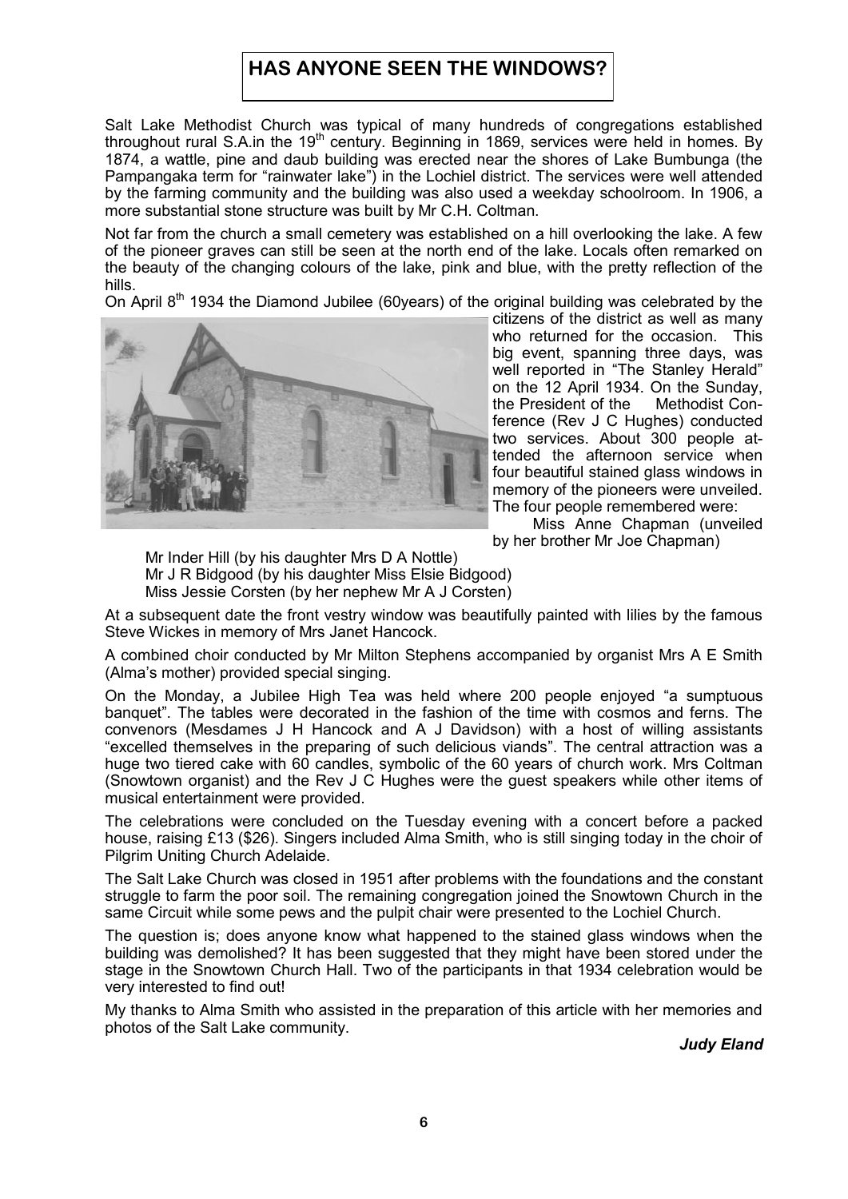# HAS ANYONE SEEN THE WINDOWS?

Salt Lake Methodist Church was typical of many hundreds of congregations established throughout rural S.A.in the 19th century. Beginning in 1869, services were held in homes. By 1874, a wattle, pine and daub building was erected near the shores of Lake Bumbunga (the Pampangaka term for "rainwater lake") in the Lochiel district. The services were well attended by the farming community and the building was also used a weekday schoolroom. In 1906, a more substantial stone structure was built by Mr C.H. Coltman.

Not far from the church a small cemetery was established on a hill overlooking the lake. A few of the pioneer graves can still be seen at the north end of the lake. Locals often remarked on the beauty of the changing colours of the lake, pink and blue, with the pretty reflection of the hills.

On April 8th 1934 the Diamond Jubilee (60years) of the original building was celebrated by the citizens of the district as well as many who returned for the occasion. This big event, spanning three days, was well reported in "The Stanley Herald" on the 12 April 1934. On the Sunday, the President of the Methodist Conference (Rev J C Hughes) conducted two services. About 300 people attended the afternoon service when four beautiful stained glass windows in memory of the pioneers were unveiled. The four people remembered were:

Miss Anne Chapman (unveiled by her brother Mr Joe Chapman)
Mr Inder Hill (by his daughter Mrs D A Nottle)
Mr J R Bidgood (by his daughter Miss Elsie Bidgood)
Miss Jessie Corsten (by her nephew Mr A J Corsten)

At a subsequent date the front vestry window was beautifully painted with lilies by the famous Steve Wickes in memory of Mrs Janet Hancock.

A combined choir conducted by Mr Milton Stephens accompanied by organist Mrs A E Smith (Alma's mother) provided special singing.

On the Monday, a Jubilee High Tea was held where 200 people enjoyed "a sumptuous banquet". The tables were decorated in the fashion of the time with cosmos and ferns. The convenors (Mesdames J H Hancock and A J Davidson) with a host of willing assistants "excelled themselves in the preparing of such delicious viands". The central attraction was a huge two tiered cake with 60 candles, symbolic of the 60 years of church work. Mrs Coltman (Snowtown organist) and the Rev J C Hughes were the guest speakers while other items of musical entertainment were provided.

The celebrations were concluded on the Tuesday evening with a concert before a packed house, raising £13 ($26). Singers included Alma Smith, who is still singing today in the choir of Pilgrim Uniting Church Adelaide.

The Salt Lake Church was closed in 1951 after problems with the foundations and the constant struggle to farm the poor soil. The remaining congregation joined the Snowtown Church in the same Circuit while some pews and the pulpit chair were presented to the Lochiel Church.

The question is; does anyone know what happened to the stained glass windows when the building was demolished? It has been suggested that they might have been stored under the stage in the Snowtown Church Hall. Two of the participants in that 1934 celebration would be very interested to find out!

My thanks to Alma Smith who assisted in the preparation of this article with her memories and photos of the Salt Lake community.

***Judy Eland***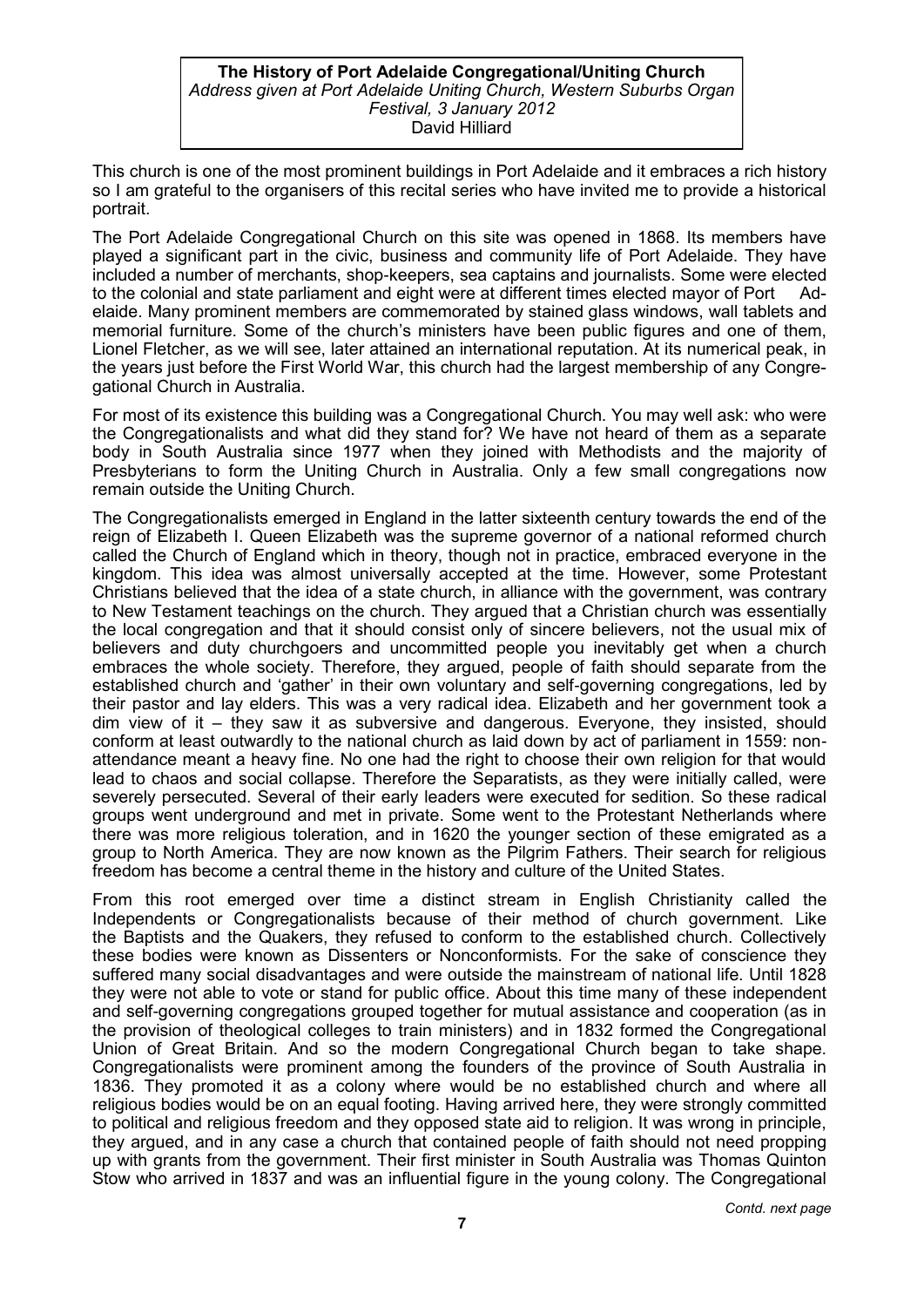**The History of Port Adelaide Congregational/Uniting Church**
*Address given at Port Adelaide Uniting Church, Western Suburbs Organ Festival, 3 January 2012*
David Hilliard

This church is one of the most prominent buildings in Port Adelaide and it embraces a rich history so I am grateful to the organisers of this recital series who have invited me to provide a historical portrait.

The Port Adelaide Congregational Church on this site was opened in 1868. Its members have played a significant part in the civic, business and community life of Port Adelaide. They have included a number of merchants, shop-keepers, sea captains and journalists. Some were elected to the colonial and state parliament and eight were at different times elected mayor of Port Adelaide. Many prominent members are commemorated by stained glass windows, wall tablets and memorial furniture. Some of the church's ministers have been public figures and one of them, Lionel Fletcher, as we will see, later attained an international reputation. At its numerical peak, in the years just before the First World War, this church had the largest membership of any Congregational Church in Australia.

For most of its existence this building was a Congregational Church. You may well ask: who were the Congregationalists and what did they stand for? We have not heard of them as a separate body in South Australia since 1977 when they joined with Methodists and the majority of Presbyterians to form the Uniting Church in Australia. Only a few small congregations now remain outside the Uniting Church.

The Congregationalists emerged in England in the latter sixteenth century towards the end of the reign of Elizabeth I. Queen Elizabeth was the supreme governor of a national reformed church called the Church of England which in theory, though not in practice, embraced everyone in the kingdom. This idea was almost universally accepted at the time. However, some Protestant Christians believed that the idea of a state church, in alliance with the government, was contrary to New Testament teachings on the church. They argued that a Christian church was essentially the local congregation and that it should consist only of sincere believers, not the usual mix of believers and duty churchgoers and uncommitted people you inevitably get when a church embraces the whole society. Therefore, they argued, people of faith should separate from the established church and 'gather' in their own voluntary and self-governing congregations, led by their pastor and lay elders. This was a very radical idea. Elizabeth and her government took a dim view of it – they saw it as subversive and dangerous. Everyone, they insisted, should conform at least outwardly to the national church as laid down by act of parliament in 1559: non-attendance meant a heavy fine. No one had the right to choose their own religion for that would lead to chaos and social collapse. Therefore the Separatists, as they were initially called, were severely persecuted. Several of their early leaders were executed for sedition. So these radical groups went underground and met in private. Some went to the Protestant Netherlands where there was more religious toleration, and in 1620 the younger section of these emigrated as a group to North America. They are now known as the Pilgrim Fathers. Their search for religious freedom has become a central theme in the history and culture of the United States.

From this root emerged over time a distinct stream in English Christianity called the Independents or Congregationalists because of their method of church government. Like the Baptists and the Quakers, they refused to conform to the established church. Collectively these bodies were known as Dissenters or Nonconformists. For the sake of conscience they suffered many social disadvantages and were outside the mainstream of national life. Until 1828 they were not able to vote or stand for public office. About this time many of these independent and self-governing congregations grouped together for mutual assistance and cooperation (as in the provision of theological colleges to train ministers) and in 1832 formed the Congregational Union of Great Britain. And so the modern Congregational Church began to take shape. Congregationalists were prominent among the founders of the province of South Australia in 1836. They promoted it as a colony where would be no established church and where all religious bodies would be on an equal footing. Having arrived here, they were strongly committed to political and religious freedom and they opposed state aid to religion. It was wrong in principle, they argued, and in any case a church that contained people of faith should not need propping up with grants from the government. Their first minister in South Australia was Thomas Quinton Stow who arrived in 1837 and was an influential figure in the young colony. The Congregational

*Contd. next page*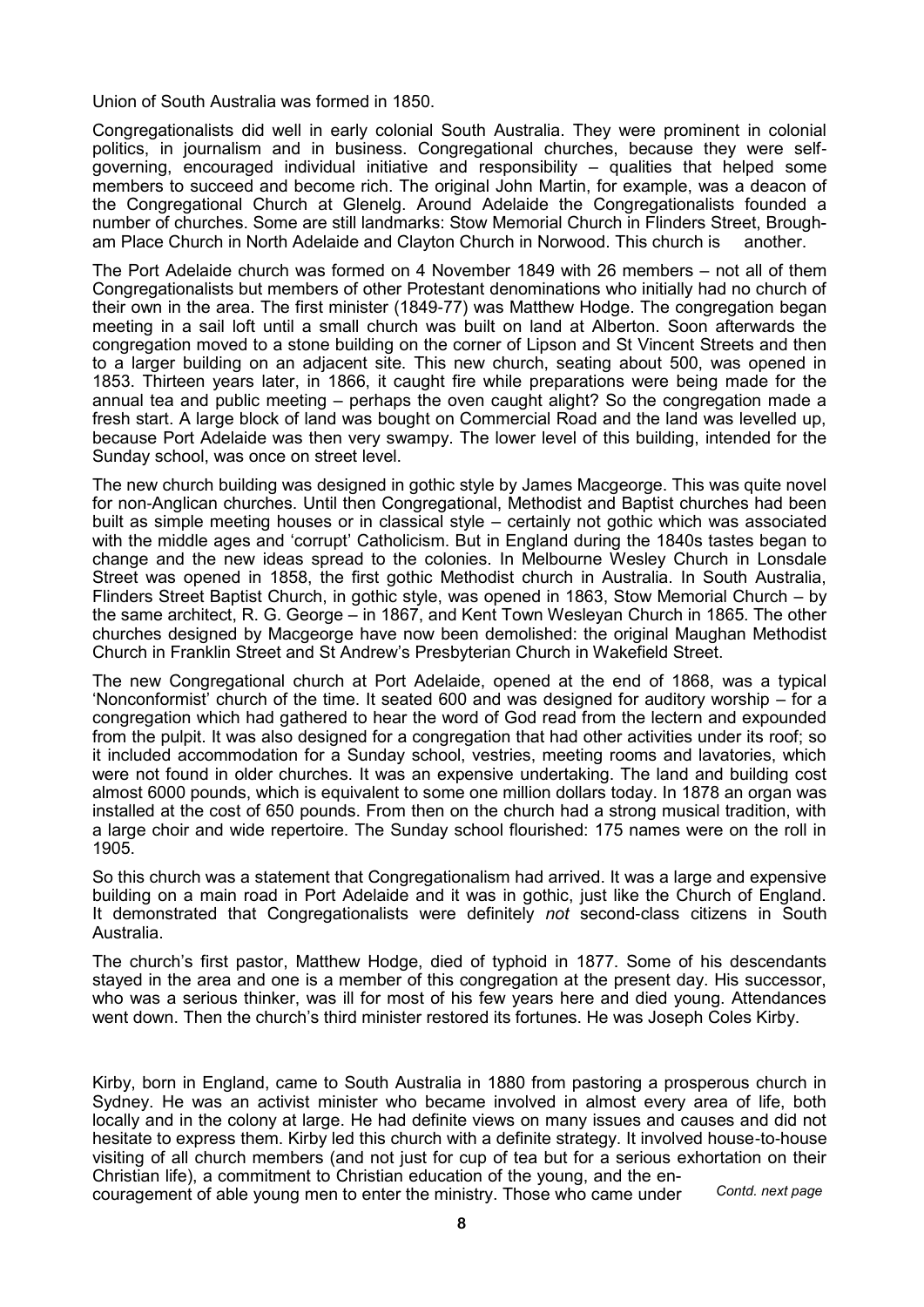Union of South Australia was formed in 1850.

Congregationalists did well in early colonial South Australia. They were prominent in colonial politics, in journalism and in business. Congregational churches, because they were self-governing, encouraged individual initiative and responsibility – qualities that helped some members to succeed and become rich. The original John Martin, for example, was a deacon of the Congregational Church at Glenelg. Around Adelaide the Congregationalists founded a number of churches. Some are still landmarks: Stow Memorial Church in Flinders Street, Brougham Place Church in North Adelaide and Clayton Church in Norwood. This church is another.

The Port Adelaide church was formed on 4 November 1849 with 26 members – not all of them Congregationalists but members of other Protestant denominations who initially had no church of their own in the area. The first minister (1849-77) was Matthew Hodge. The congregation began meeting in a sail loft until a small church was built on land at Alberton. Soon afterwards the congregation moved to a stone building on the corner of Lipson and St Vincent Streets and then to a larger building on an adjacent site. This new church, seating about 500, was opened in 1853. Thirteen years later, in 1866, it caught fire while preparations were being made for the annual tea and public meeting – perhaps the oven caught alight? So the congregation made a fresh start. A large block of land was bought on Commercial Road and the land was levelled up, because Port Adelaide was then very swampy. The lower level of this building, intended for the Sunday school, was once on street level.

The new church building was designed in gothic style by James Macgeorge. This was quite novel for non-Anglican churches. Until then Congregational, Methodist and Baptist churches had been built as simple meeting houses or in classical style – certainly not gothic which was associated with the middle ages and 'corrupt' Catholicism. But in England during the 1840s tastes began to change and the new ideas spread to the colonies. In Melbourne Wesley Church in Lonsdale Street was opened in 1858, the first gothic Methodist church in Australia. In South Australia, Flinders Street Baptist Church, in gothic style, was opened in 1863, Stow Memorial Church – by the same architect, R. G. George – in 1867, and Kent Town Wesleyan Church in 1865. The other churches designed by Macgeorge have now been demolished: the original Maughan Methodist Church in Franklin Street and St Andrew's Presbyterian Church in Wakefield Street.

The new Congregational church at Port Adelaide, opened at the end of 1868, was a typical 'Nonconformist' church of the time. It seated 600 and was designed for auditory worship – for a congregation which had gathered to hear the word of God read from the lectern and expounded from the pulpit. It was also designed for a congregation that had other activities under its roof; so it included accommodation for a Sunday school, vestries, meeting rooms and lavatories, which were not found in older churches. It was an expensive undertaking. The land and building cost almost 6000 pounds, which is equivalent to some one million dollars today. In 1878 an organ was installed at the cost of 650 pounds. From then on the church had a strong musical tradition, with a large choir and wide repertoire. The Sunday school flourished: 175 names were on the roll in 1905.

So this church was a statement that Congregationalism had arrived. It was a large and expensive building on a main road in Port Adelaide and it was in gothic, just like the Church of England. It demonstrated that Congregationalists were definitely *not* second-class citizens in South Australia.

The church's first pastor, Matthew Hodge, died of typhoid in 1877. Some of his descendants stayed in the area and one is a member of this congregation at the present day. His successor, who was a serious thinker, was ill for most of his few years here and died young. Attendances went down. Then the church's third minister restored its fortunes. He was Joseph Coles Kirby.

Kirby, born in England, came to South Australia in 1880 from pastoring a prosperous church in Sydney. He was an activist minister who became involved in almost every area of life, both locally and in the colony at large. He had definite views on many issues and causes and did not hesitate to express them. Kirby led this church with a definite strategy. It involved house-to-house visiting of all church members (and not just for cup of tea but for a serious exhortation on their Christian life), a commitment to Christian education of the young, and the encouragement of able young men to enter the ministry. Those who came under

*Contd. next page*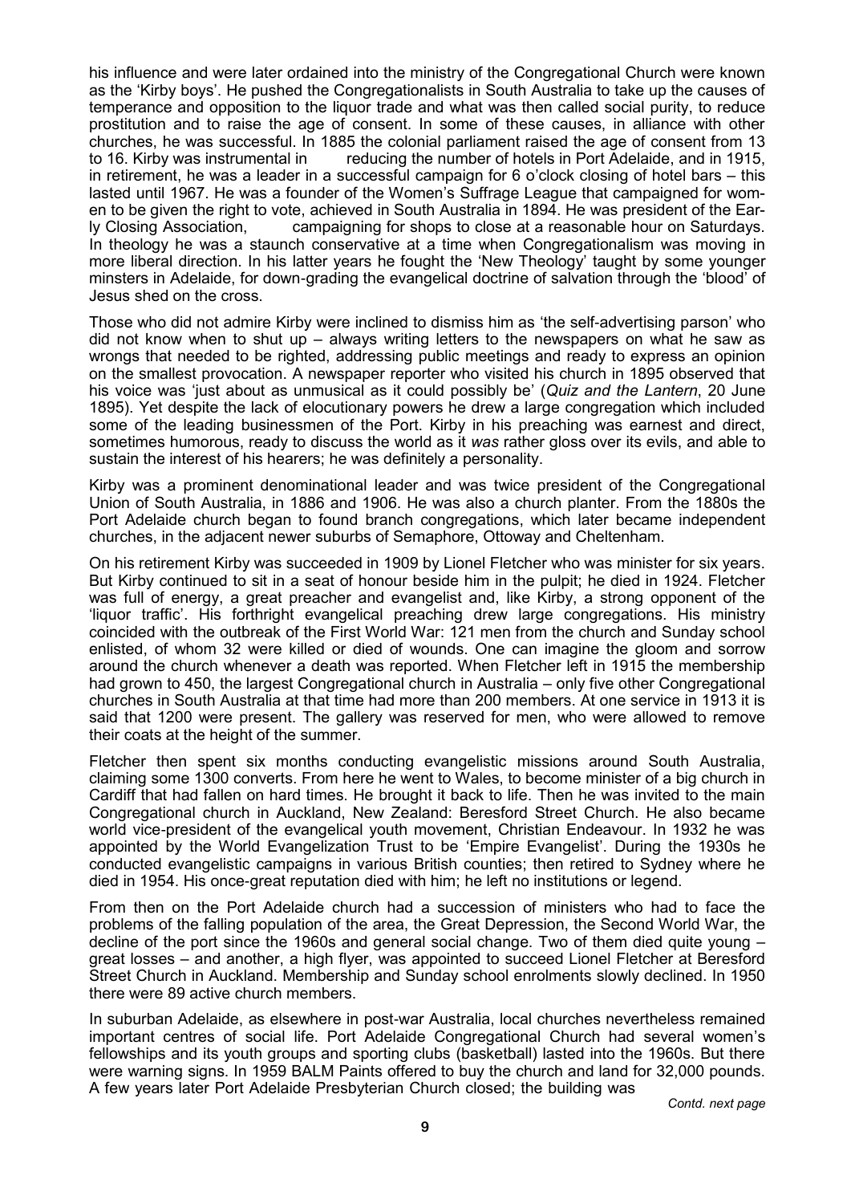his influence and were later ordained into the ministry of the Congregational Church were known as the 'Kirby boys'. He pushed the Congregationalists in South Australia to take up the causes of temperance and opposition to the liquor trade and what was then called social purity, to reduce prostitution and to raise the age of consent. In some of these causes, in alliance with other churches, he was successful. In 1885 the colonial parliament raised the age of consent from 13 to 16. Kirby was instrumental in reducing the number of hotels in Port Adelaide, and in 1915, in retirement, he was a leader in a successful campaign for 6 o'clock closing of hotel bars – this lasted until 1967. He was a founder of the Women's Suffrage League that campaigned for women to be given the right to vote, achieved in South Australia in 1894. He was president of the Early Closing Association, campaigning for shops to close at a reasonable hour on Saturdays. In theology he was a staunch conservative at a time when Congregationalism was moving in more liberal direction. In his latter years he fought the 'New Theology' taught by some younger minsters in Adelaide, for down-grading the evangelical doctrine of salvation through the 'blood' of Jesus shed on the cross.

Those who did not admire Kirby were inclined to dismiss him as 'the self-advertising parson' who did not know when to shut up – always writing letters to the newspapers on what he saw as wrongs that needed to be righted, addressing public meetings and ready to express an opinion on the smallest provocation. A newspaper reporter who visited his church in 1895 observed that his voice was 'just about as unmusical as it could possibly be' (*Quiz and the Lantern*, 20 June 1895). Yet despite the lack of elocutionary powers he drew a large congregation which included some of the leading businessmen of the Port. Kirby in his preaching was earnest and direct, sometimes humorous, ready to discuss the world as it *was* rather gloss over its evils, and able to sustain the interest of his hearers; he was definitely a personality.

Kirby was a prominent denominational leader and was twice president of the Congregational Union of South Australia, in 1886 and 1906. He was also a church planter. From the 1880s the Port Adelaide church began to found branch congregations, which later became independent churches, in the adjacent newer suburbs of Semaphore, Ottoway and Cheltenham.

On his retirement Kirby was succeeded in 1909 by Lionel Fletcher who was minister for six years. But Kirby continued to sit in a seat of honour beside him in the pulpit; he died in 1924. Fletcher was full of energy, a great preacher and evangelist and, like Kirby, a strong opponent of the 'liquor traffic'. His forthright evangelical preaching drew large congregations. His ministry coincided with the outbreak of the First World War: 121 men from the church and Sunday school enlisted, of whom 32 were killed or died of wounds. One can imagine the gloom and sorrow around the church whenever a death was reported. When Fletcher left in 1915 the membership had grown to 450, the largest Congregational church in Australia – only five other Congregational churches in South Australia at that time had more than 200 members. At one service in 1913 it is said that 1200 were present. The gallery was reserved for men, who were allowed to remove their coats at the height of the summer.

Fletcher then spent six months conducting evangelistic missions around South Australia, claiming some 1300 converts. From here he went to Wales, to become minister of a big church in Cardiff that had fallen on hard times. He brought it back to life. Then he was invited to the main Congregational church in Auckland, New Zealand: Beresford Street Church. He also became world vice-president of the evangelical youth movement, Christian Endeavour. In 1932 he was appointed by the World Evangelization Trust to be 'Empire Evangelist'. During the 1930s he conducted evangelistic campaigns in various British counties; then retired to Sydney where he died in 1954. His once-great reputation died with him; he left no institutions or legend.

From then on the Port Adelaide church had a succession of ministers who had to face the problems of the falling population of the area, the Great Depression, the Second World War, the decline of the port since the 1960s and general social change. Two of them died quite young – great losses – and another, a high flyer, was appointed to succeed Lionel Fletcher at Beresford Street Church in Auckland. Membership and Sunday school enrolments slowly declined. In 1950 there were 89 active church members.

In suburban Adelaide, as elsewhere in post-war Australia, local churches nevertheless remained important centres of social life. Port Adelaide Congregational Church had several women's fellowships and its youth groups and sporting clubs (basketball) lasted into the 1960s. But there were warning signs. In 1959 BALM Paints offered to buy the church and land for 32,000 pounds. A few years later Port Adelaide Presbyterian Church closed; the building was

*Contd. next page*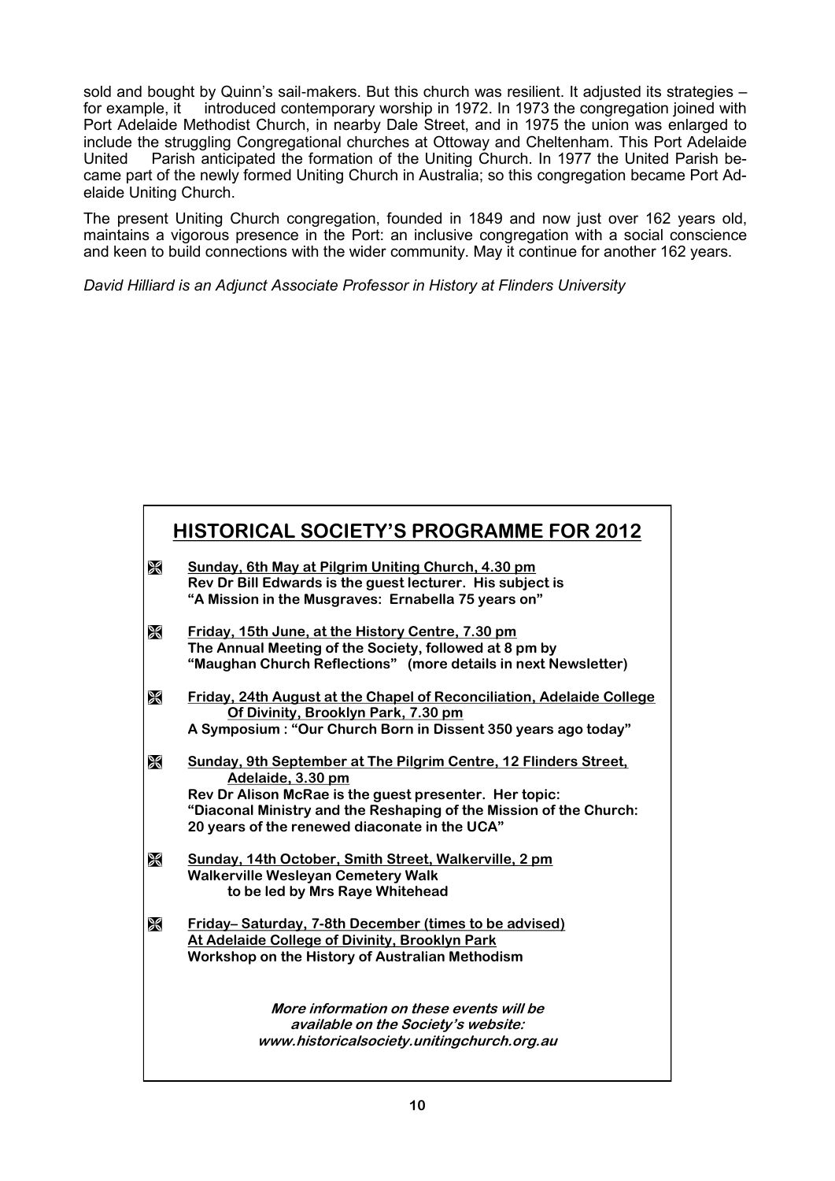sold and bought by Quinn's sail-makers. But this church was resilient. It adjusted its strategies – for example, it introduced contemporary worship in 1972. In 1973 the congregation joined with Port Adelaide Methodist Church, in nearby Dale Street, and in 1975 the union was enlarged to include the struggling Congregational churches at Ottoway and Cheltenham. This Port Adelaide United Parish anticipated the formation of the Uniting Church. In 1977 the United Parish became part of the newly formed Uniting Church in Australia; so this congregation became Port Adelaide Uniting Church.

The present Uniting Church congregation, founded in 1849 and now just over 162 years old, maintains a vigorous presence in the Port: an inclusive congregation with a social conscience and keen to build connections with the wider community. May it continue for another 162 years.

*David Hilliard is an Adjunct Associate Professor in History at Flinders University*

## HISTORICAL SOCIETY'S PROGRAMME FOR 2012

- **Sunday, 6th May at Pilgrim Uniting Church, 4.30 pm**
  **Rev Dr Bill Edwards is the guest lecturer. His subject is**
  **"A Mission in the Musgraves: Ernabella 75 years on"**

- **Friday, 15th June, at the History Centre, 7.30 pm**
  **The Annual Meeting of the Society, followed at 8 pm by**
  **"Maughan Church Reflections" (more details in next Newsletter)**

- **Friday, 24th August at the Chapel of Reconciliation, Adelaide College Of Divinity, Brooklyn Park, 7.30 pm**
  **A Symposium : "Our Church Born in Dissent 350 years ago today"**

- **Sunday, 9th September at The Pilgrim Centre, 12 Flinders Street, Adelaide, 3.30 pm**
  **Rev Dr Alison McRae is the guest presenter. Her topic:**
  **"Diaconal Ministry and the Reshaping of the Mission of the Church: 20 years of the renewed diaconate in the UCA"**

- **Sunday, 14th October, Smith Street, Walkerville, 2 pm**
  **Walkerville Wesleyan Cemetery Walk**
  **to be led by Mrs Raye Whitehead**

- **Friday– Saturday, 7-8th December (times to be advised)**
  **At Adelaide College of Divinity, Brooklyn Park**
  **Workshop on the History of Australian Methodism**

***More information on these events will be available on the Society's website: www.historicalsociety.unitingchurch.org.au***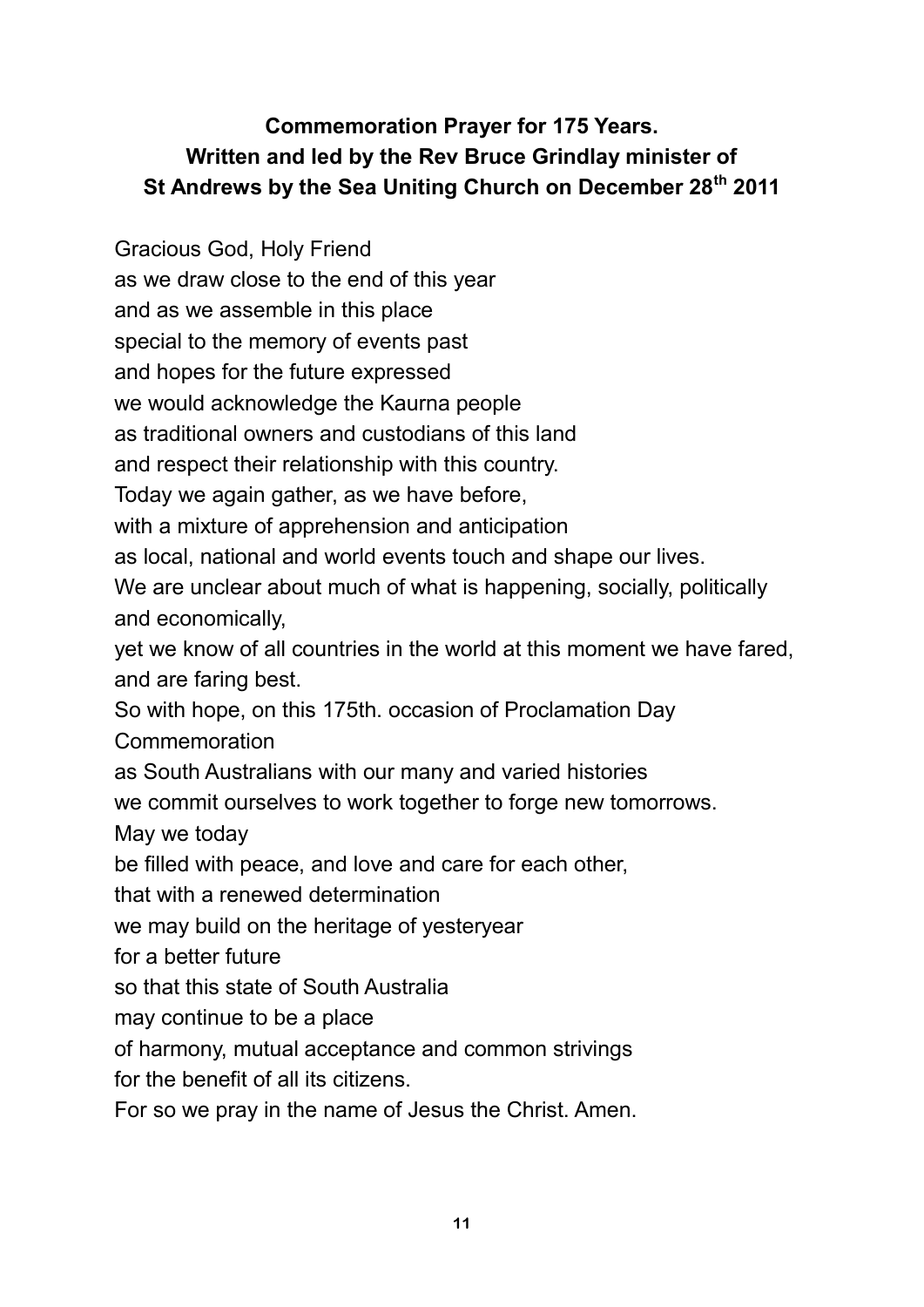**Commemoration Prayer for 175 Years.**
**Written and led by the Rev Bruce Grindlay minister of St Andrews by the Sea Uniting Church on December 28th 2011**

Gracious God, Holy Friend
as we draw close to the end of this year
and as we assemble in this place
special to the memory of events past
and hopes for the future expressed
we would acknowledge the Kaurna people
as traditional owners and custodians of this land
and respect their relationship with this country.
Today we again gather, as we have before,
with a mixture of apprehension and anticipation
as local, national and world events touch and shape our lives.
We are unclear about much of what is happening, socially, politically and economically,
yet we know of all countries in the world at this moment we have fared, and are faring best.
So with hope, on this 175th. occasion of Proclamation Day Commemoration
as South Australians with our many and varied histories
we commit ourselves to work together to forge new tomorrows.
May we today
be filled with peace, and love and care for each other,
that with a renewed determination
we may build on the heritage of yesteryear
for a better future
so that this state of South Australia
may continue to be a place
of harmony, mutual acceptance and common strivings
for the benefit of all its citizens.
For so we pray in the name of Jesus the Christ. Amen.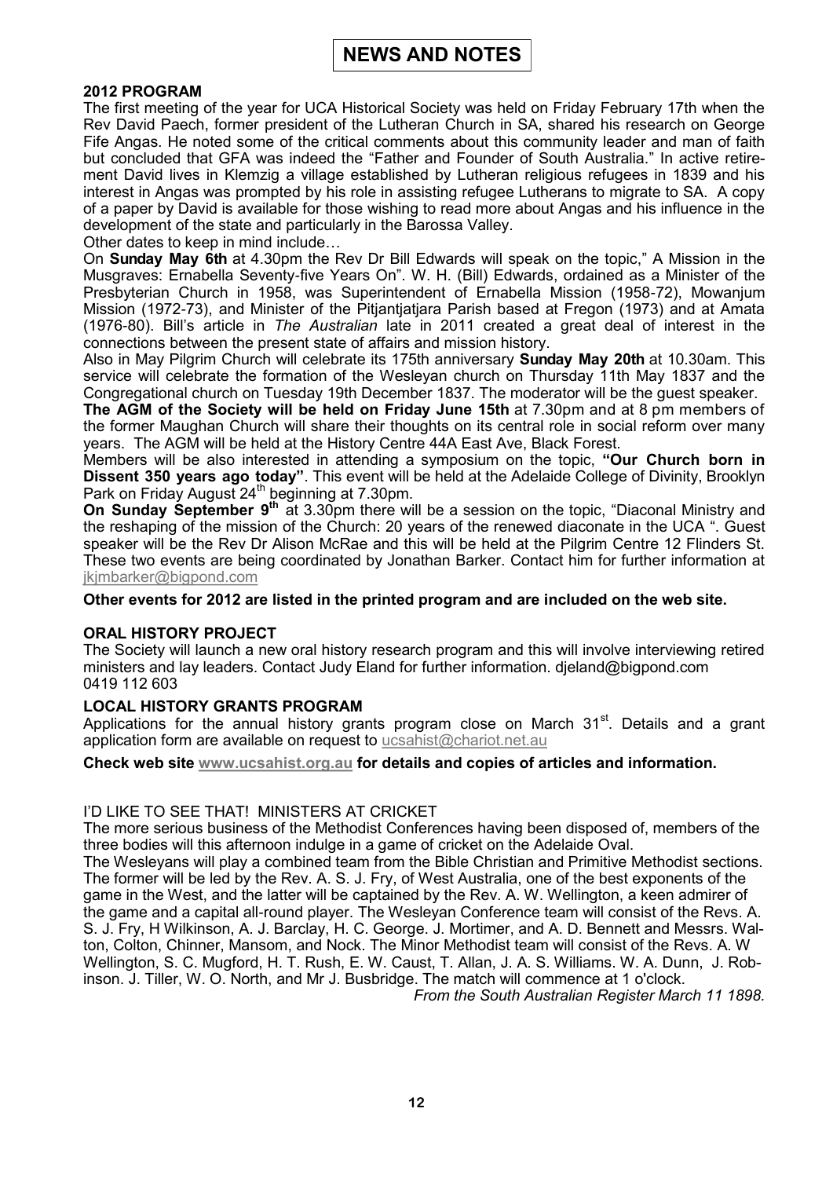# NEWS AND NOTES

**2012 PROGRAM**

The first meeting of the year for UCA Historical Society was held on Friday February 17th when the Rev David Paech, former president of the Lutheran Church in SA, shared his research on George Fife Angas. He noted some of the critical comments about this community leader and man of faith but concluded that GFA was indeed the "Father and Founder of South Australia." In active retirement David lives in Klemzig a village established by Lutheran religious refugees in 1839 and his interest in Angas was prompted by his role in assisting refugee Lutherans to migrate to SA. A copy of a paper by David is available for those wishing to read more about Angas and his influence in the development of the state and particularly in the Barossa Valley.

Other dates to keep in mind include…

On **Sunday May 6th** at 4.30pm the Rev Dr Bill Edwards will speak on the topic," A Mission in the Musgraves: Ernabella Seventy-five Years On". W. H. (Bill) Edwards, ordained as a Minister of the Presbyterian Church in 1958, was Superintendent of Ernabella Mission (1958-72), Mowanjum Mission (1972-73), and Minister of the Pitjantjatjara Parish based at Fregon (1973) and at Amata (1976-80). Bill's article in *The Australian* late in 2011 created a great deal of interest in the connections between the present state of affairs and mission history.

Also in May Pilgrim Church will celebrate its 175th anniversary **Sunday May 20th** at 10.30am. This service will celebrate the formation of the Wesleyan church on Thursday 11th May 1837 and the Congregational church on Tuesday 19th December 1837. The moderator will be the guest speaker.

**The AGM of the Society will be held on Friday June 15th** at 7.30pm and at 8 pm members of the former Maughan Church will share their thoughts on its central role in social reform over many years. The AGM will be held at the History Centre 44A East Ave, Black Forest.

Members will be also interested in attending a symposium on the topic, **"Our Church born in Dissent 350 years ago today"**. This event will be held at the Adelaide College of Divinity, Brooklyn Park on Friday August 24th beginning at 7.30pm.

**On Sunday September 9th** at 3.30pm there will be a session on the topic, "Diaconal Ministry and the reshaping of the mission of the Church: 20 years of the renewed diaconate in the UCA ". Guest speaker will be the Rev Dr Alison McRae and this will be held at the Pilgrim Centre 12 Flinders St. These two events are being coordinated by Jonathan Barker. Contact him for further information at jkjmbarker@bigpond.com

**Other events for 2012 are listed in the printed program and are included on the web site.**

**ORAL HISTORY PROJECT**

The Society will launch a new oral history research program and this will involve interviewing retired ministers and lay leaders. Contact Judy Eland for further information. djeland@bigpond.com 0419 112 603

**LOCAL HISTORY GRANTS PROGRAM**

Applications for the annual history grants program close on March 31st. Details and a grant application form are available on request to ucsahist@chariot.net.au

**Check web site www.ucsahist.org.au for details and copies of articles and information.**

I'D LIKE TO SEE THAT! MINISTERS AT CRICKET

The more serious business of the Methodist Conferences having been disposed of, members of the three bodies will this afternoon indulge in a game of cricket on the Adelaide Oval.

The Wesleyans will play a combined team from the Bible Christian and Primitive Methodist sections. The former will be led by the Rev. A. S. J. Fry, of West Australia, one of the best exponents of the game in the West, and the latter will be captained by the Rev. A. W. Wellington, a keen admirer of the game and a capital all-round player. The Wesleyan Conference team will consist of the Revs. A. S. J. Fry, H Wilkinson, A. J. Barclay, H. C. George. J. Mortimer, and A. D. Bennett and Messrs. Walton, Colton, Chinner, Mansom, and Nock. The Minor Methodist team will consist of the Revs. A. W Wellington, S. C. Mugford, H. T. Rush, E. W. Caust, T. Allan, J. A. S. Williams. W. A. Dunn, J. Robinson. J. Tiller, W. O. North, and Mr J. Busbridge. The match will commence at 1 o'clock.

*From the South Australian Register March 11 1898.*